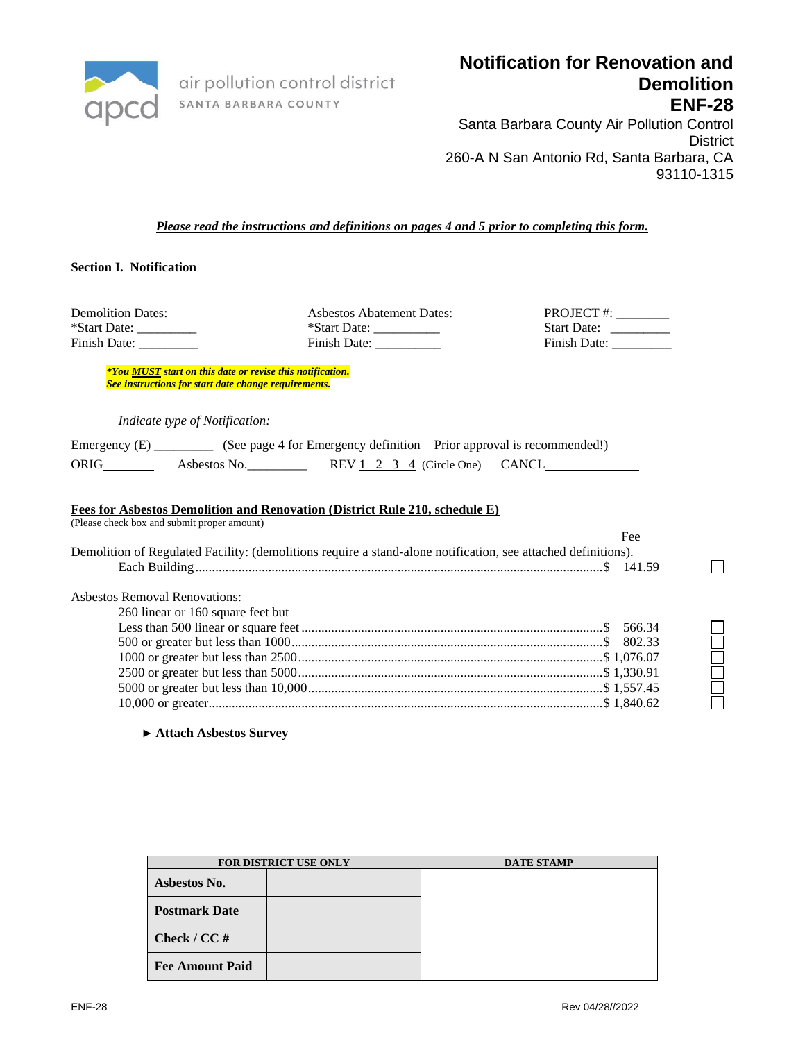air pollution control district
SANTA BARBARA COUNTY

# Notification for Renovation and Demolition

## ENF-28

Santa Barbara County Air Pollution Control District
260-A N San Antonio Rd, Santa Barbara, CA 93110-1315

***Please read the instructions and definitions on pages 4 and 5 prior to completing this form.***

**Section I. Notification**

| Demolition Dates: | Asbestos Abatement Dates: | PROJECT #: ________ |
|---|---|---|
| *Start Date: _________ | *Start Date: __________ | Start Date: _________ |
| Finish Date: _________ | Finish Date: __________ | Finish Date: _________ |

***You MUST start on this date or revise this notification.***
***See instructions for start date change requirements.***

*Indicate type of Notification:*

Emergency (E) _________ (See page 4 for Emergency definition – Prior approval is recommended!)

ORIG________ Asbestos No._________ REV 1 2 3 4 (Circle One) CANCL______________

**Fees for Asbestos Demolition and Renovation (District Rule 210, schedule E)**
(Please check box and submit proper amount)

| | Fee | |
|---|---|---|
| Demolition of Regulated Facility: (demolitions require a stand-alone notification, see attached definitions). | | |
| Each Building | $ 141.59 | ☐ |
| Asbestos Removal Renovations: | | |
| 260 linear or 160 square feet but Less than 500 linear or square feet | $ 566.34 | ☐ |
| 500 or greater but less than 1000 | $ 802.33 | ☐ |
| 1000 or greater but less than 2500 | $ 1,076.07 | ☐ |
| 2500 or greater but less than 5000 | $ 1,330.91 | ☐ |
| 5000 or greater but less than 10,000 | $ 1,557.45 | ☐ |
| 10,000 or greater | $ 1,840.62 | ☐ |

► **Attach Asbestos Survey**

| FOR DISTRICT USE ONLY | | DATE STAMP |
|---|---|---|
| **Asbestos No.** | | |
| **Postmark Date** | | |
| **Check / CC #** | | |
| **Fee Amount Paid** | | |

ENF-28 Rev 04/28//2022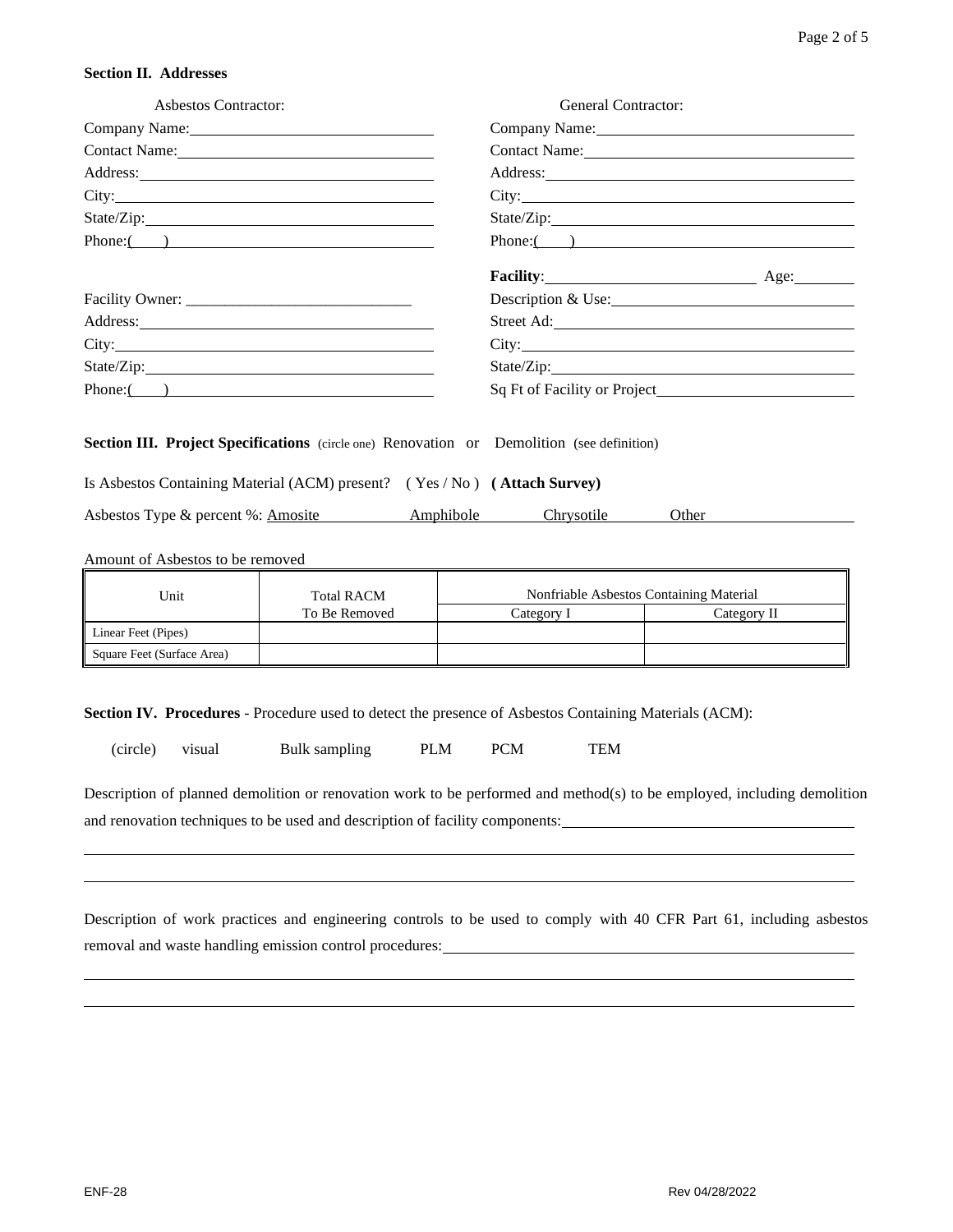**Section II. Addresses**

Asbestos Contractor:

Company Name: \_\_\_\_\_\_\_\_\_\_\_\_\_\_\_\_\_\_\_\_

Contact Name: \_\_\_\_\_\_\_\_\_\_\_\_\_\_\_\_\_\_\_\_

Address: \_\_\_\_\_\_\_\_\_\_\_\_\_\_\_\_\_\_\_\_

City: \_\_\_\_\_\_\_\_\_\_\_\_\_\_\_\_\_\_\_\_

State/Zip: \_\_\_\_\_\_\_\_\_\_\_\_\_\_\_\_\_\_\_\_

Phone:(    ) \_\_\_\_\_\_\_\_\_\_\_\_\_\_\_\_\_\_\_\_

General Contractor:

Company Name: \_\_\_\_\_\_\_\_\_\_\_\_\_\_\_\_\_\_\_\_

Contact Name: \_\_\_\_\_\_\_\_\_\_\_\_\_\_\_\_\_\_\_\_

Address: \_\_\_\_\_\_\_\_\_\_\_\_\_\_\_\_\_\_\_\_

City: \_\_\_\_\_\_\_\_\_\_\_\_\_\_\_\_\_\_\_\_

State/Zip: \_\_\_\_\_\_\_\_\_\_\_\_\_\_\_\_\_\_\_\_

Phone:(    ) \_\_\_\_\_\_\_\_\_\_\_\_\_\_\_\_\_\_\_\_

Facility Owner: \_\_\_\_\_\_\_\_\_\_\_\_\_\_\_\_\_\_\_\_

Address: \_\_\_\_\_\_\_\_\_\_\_\_\_\_\_\_\_\_\_\_

City: \_\_\_\_\_\_\_\_\_\_\_\_\_\_\_\_\_\_\_\_

State/Zip: \_\_\_\_\_\_\_\_\_\_\_\_\_\_\_\_\_\_\_\_

Phone:(    ) \_\_\_\_\_\_\_\_\_\_\_\_\_\_\_\_\_\_\_\_

**Facility**: \_\_\_\_\_\_\_\_\_\_\_\_\_\_\_\_\_\_\_\_ Age: \_\_\_\_\_\_\_\_

Description & Use: \_\_\_\_\_\_\_\_\_\_\_\_\_\_\_\_\_\_\_\_

Street Ad: \_\_\_\_\_\_\_\_\_\_\_\_\_\_\_\_\_\_\_\_

City: \_\_\_\_\_\_\_\_\_\_\_\_\_\_\_\_\_\_\_\_

State/Zip: \_\_\_\_\_\_\_\_\_\_\_\_\_\_\_\_\_\_\_\_

Sq Ft of Facility or Project \_\_\_\_\_\_\_\_\_\_\_\_\_\_\_\_\_\_\_\_

**Section III. Project Specifications** (circle one) Renovation or Demolition (see definition)

Is Asbestos Containing Material (ACM) present? ( Yes / No ) **( Attach Survey)**

Asbestos Type & percent %: Amosite \_\_\_\_\_\_ Amphibole \_\_\_\_\_\_ Chrysotile \_\_\_\_\_\_ Other \_\_\_\_\_\_

Amount of Asbestos to be removed

| Unit | Total RACM To Be Removed | Nonfriable Asbestos Containing Material | |
|---|---|---|---|
| | | Category I | Category II |
| Linear Feet (Pipes) | | | |
| Square Feet (Surface Area) | | | |

**Section IV. Procedures** - Procedure used to detect the presence of Asbestos Containing Materials (ACM):

(circle) visual Bulk sampling PLM PCM TEM

Description of planned demolition or renovation work to be performed and method(s) to be employed, including demolition and renovation techniques to be used and description of facility components: \_\_\_\_\_\_\_\_\_\_\_\_\_\_\_\_\_\_\_\_

\_\_\_\_\_\_\_\_\_\_\_\_\_\_\_\_\_\_\_\_\_\_\_\_\_\_\_\_\_\_\_\_\_\_\_\_\_\_\_\_

\_\_\_\_\_\_\_\_\_\_\_\_\_\_\_\_\_\_\_\_\_\_\_\_\_\_\_\_\_\_\_\_\_\_\_\_\_\_\_\_

Description of work practices and engineering controls to be used to comply with 40 CFR Part 61, including asbestos removal and waste handling emission control procedures: \_\_\_\_\_\_\_\_\_\_\_\_\_\_\_\_\_\_\_\_

\_\_\_\_\_\_\_\_\_\_\_\_\_\_\_\_\_\_\_\_\_\_\_\_\_\_\_\_\_\_\_\_\_\_\_\_\_\_\_\_

\_\_\_\_\_\_\_\_\_\_\_\_\_\_\_\_\_\_\_\_\_\_\_\_\_\_\_\_\_\_\_\_\_\_\_\_\_\_\_\_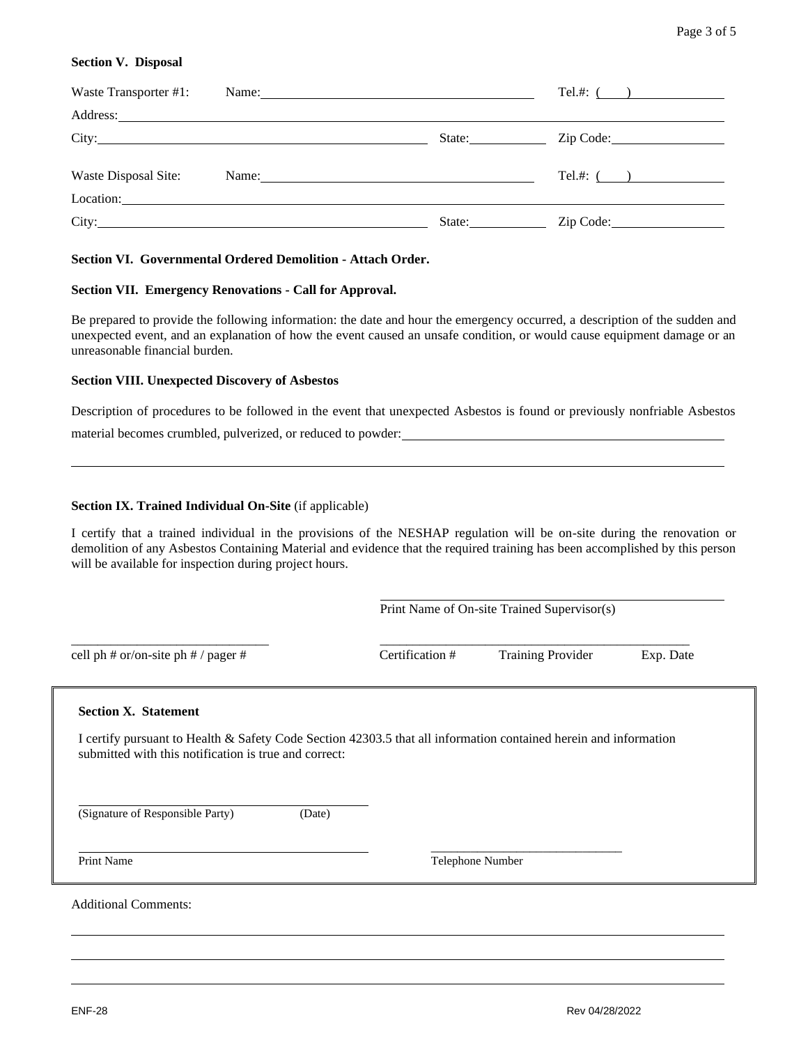**Section V. Disposal**

Waste Transporter #1: Name:\_\_\_\_\_\_\_\_\_\_\_\_\_\_\_\_\_\_\_\_\_\_\_\_\_\_\_\_\_\_\_\_\_\_ Tel.#: (\_\_\_\_)\_\_\_\_\_\_\_\_\_\_\_\_

Address:\_\_\_\_\_\_\_\_\_\_\_\_\_\_\_\_\_\_\_\_\_\_\_\_\_\_\_\_\_\_\_\_\_\_\_\_\_\_\_\_\_\_\_\_\_\_\_\_\_\_\_\_\_\_\_\_\_\_\_\_\_\_\_\_

City:\_\_\_\_\_\_\_\_\_\_\_\_\_\_\_\_\_\_\_\_\_\_\_\_\_\_\_\_\_\_\_\_\_\_\_\_\_\_\_\_\_\_ State:\_\_\_\_\_\_\_\_\_\_ Zip Code:\_\_\_\_\_\_\_\_\_\_\_\_\_\_

Waste Disposal Site: Name:\_\_\_\_\_\_\_\_\_\_\_\_\_\_\_\_\_\_\_\_\_\_\_\_\_\_\_\_\_\_\_\_\_\_ Tel.#: (\_\_\_\_)\_\_\_\_\_\_\_\_\_\_\_\_

Location:\_\_\_\_\_\_\_\_\_\_\_\_\_\_\_\_\_\_\_\_\_\_\_\_\_\_\_\_\_\_\_\_\_\_\_\_\_\_\_\_\_\_\_\_\_\_\_\_\_\_\_\_\_\_\_\_\_\_\_\_\_\_\_\_

City:\_\_\_\_\_\_\_\_\_\_\_\_\_\_\_\_\_\_\_\_\_\_\_\_\_\_\_\_\_\_\_\_\_\_\_\_\_\_\_\_\_\_ State:\_\_\_\_\_\_\_\_\_\_ Zip Code:\_\_\_\_\_\_\_\_\_\_\_\_\_\_

**Section VI. Governmental Ordered Demolition - Attach Order.**

**Section VII. Emergency Renovations - Call for Approval.**

Be prepared to provide the following information: the date and hour the emergency occurred, a description of the sudden and unexpected event, and an explanation of how the event caused an unsafe condition, or would cause equipment damage or an unreasonable financial burden.

**Section VIII. Unexpected Discovery of Asbestos**

Description of procedures to be followed in the event that unexpected Asbestos is found or previously nonfriable Asbestos material becomes crumbled, pulverized, or reduced to powder:\_\_\_\_\_\_\_\_\_\_\_\_\_\_\_\_\_\_\_\_\_\_\_\_\_\_\_\_\_\_\_\_\_\_\_\_\_\_\_\_

\_\_\_\_\_\_\_\_\_\_\_\_\_\_\_\_\_\_\_\_\_\_\_\_\_\_\_\_\_\_\_\_\_\_\_\_\_\_\_\_\_\_\_\_\_\_\_\_\_\_\_\_\_\_\_\_\_\_\_\_\_\_\_\_\_\_\_\_\_\_\_\_\_\_\_\_\_\_

**Section IX. Trained Individual On-Site** (if applicable)

I certify that a trained individual in the provisions of the NESHAP regulation will be on-site during the renovation or demolition of any Asbestos Containing Material and evidence that the required training has been accomplished by this person will be available for inspection during project hours.

\_\_\_\_\_\_\_\_\_\_\_\_\_\_\_\_\_\_\_\_\_\_\_\_\_\_\_\_\_\_\_\_\_\_\_\_\_\_\_\_
Print Name of On-site Trained Supervisor(s)

\_\_\_\_\_\_\_\_\_\_\_\_\_\_\_\_\_\_\_\_\_\_\_\_\_\_\_\_ \_\_\_\_\_\_\_\_\_\_\_\_\_\_\_\_\_\_\_\_\_\_\_\_\_\_\_\_\_\_\_\_\_\_\_\_\_\_\_\_
cell ph # or/on-site ph # / pager # Certification # Training Provider Exp. Date

**Section X. Statement**

I certify pursuant to Health & Safety Code Section 42303.5 that all information contained herein and information submitted with this notification is true and correct:

\_\_\_\_\_\_\_\_\_\_\_\_\_\_\_\_\_\_\_\_\_\_\_\_\_\_\_\_\_\_\_\_\_\_\_\_\_\_\_\_
(Signature of Responsible Party) (Date)

\_\_\_\_\_\_\_\_\_\_\_\_\_\_\_\_\_\_\_\_\_\_\_\_\_\_\_\_\_\_\_\_\_\_\_\_\_\_\_\_ \_\_\_\_\_\_\_\_\_\_\_\_\_\_\_\_\_\_\_\_\_\_\_\_\_\_\_\_
Print Name Telephone Number

Additional Comments:

\_\_\_\_\_\_\_\_\_\_\_\_\_\_\_\_\_\_\_\_\_\_\_\_\_\_\_\_\_\_\_\_\_\_\_\_\_\_\_\_\_\_\_\_\_\_\_\_\_\_\_\_\_\_\_\_\_\_\_\_\_\_\_\_\_\_\_\_\_\_\_\_\_\_\_\_\_\_

\_\_\_\_\_\_\_\_\_\_\_\_\_\_\_\_\_\_\_\_\_\_\_\_\_\_\_\_\_\_\_\_\_\_\_\_\_\_\_\_\_\_\_\_\_\_\_\_\_\_\_\_\_\_\_\_\_\_\_\_\_\_\_\_\_\_\_\_\_\_\_\_\_\_\_\_\_\_

\_\_\_\_\_\_\_\_\_\_\_\_\_\_\_\_\_\_\_\_\_\_\_\_\_\_\_\_\_\_\_\_\_\_\_\_\_\_\_\_\_\_\_\_\_\_\_\_\_\_\_\_\_\_\_\_\_\_\_\_\_\_\_\_\_\_\_\_\_\_\_\_\_\_\_\_\_\_

ENF-28 Rev 04/28/2022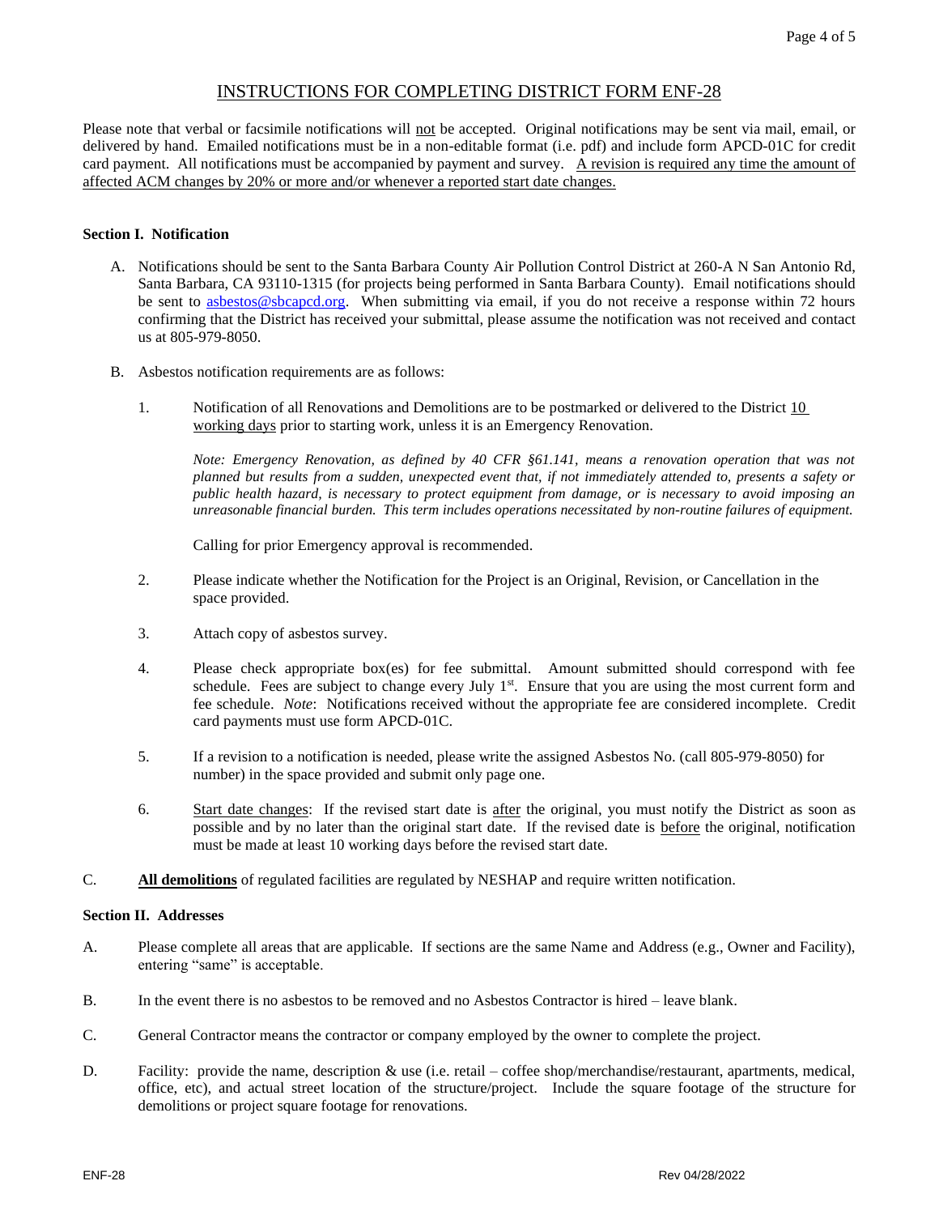# INSTRUCTIONS FOR COMPLETING DISTRICT FORM ENF-28

Please note that verbal or facsimile notifications will not be accepted. Original notifications may be sent via mail, email, or delivered by hand. Emailed notifications must be in a non-editable format (i.e. pdf) and include form APCD-01C for credit card payment. All notifications must be accompanied by payment and survey. A revision is required any time the amount of affected ACM changes by 20% or more and/or whenever a reported start date changes.

**Section I. Notification**

A. Notifications should be sent to the Santa Barbara County Air Pollution Control District at 260-A N San Antonio Rd, Santa Barbara, CA 93110-1315 (for projects being performed in Santa Barbara County). Email notifications should be sent to asbestos@sbcapcd.org. When submitting via email, if you do not receive a response within 72 hours confirming that the District has received your submittal, please assume the notification was not received and contact us at 805-979-8050.

B. Asbestos notification requirements are as follows:

1. Notification of all Renovations and Demolitions are to be postmarked or delivered to the District 10 working days prior to starting work, unless it is an Emergency Renovation.

   *Note: Emergency Renovation, as defined by 40 CFR §61.141, means a renovation operation that was not planned but results from a sudden, unexpected event that, if not immediately attended to, presents a safety or public health hazard, is necessary to protect equipment from damage, or is necessary to avoid imposing an unreasonable financial burden. This term includes operations necessitated by non-routine failures of equipment.*

   Calling for prior Emergency approval is recommended.

2. Please indicate whether the Notification for the Project is an Original, Revision, or Cancellation in the space provided.

3. Attach copy of asbestos survey.

4. Please check appropriate box(es) for fee submittal. Amount submitted should correspond with fee schedule. Fees are subject to change every July 1st. Ensure that you are using the most current form and fee schedule. *Note*: Notifications received without the appropriate fee are considered incomplete. Credit card payments must use form APCD-01C.

5. If a revision to a notification is needed, please write the assigned Asbestos No. (call 805-979-8050) for number) in the space provided and submit only page one.

6. Start date changes: If the revised start date is after the original, you must notify the District as soon as possible and by no later than the original start date. If the revised date is before the original, notification must be made at least 10 working days before the revised start date.

C. **All demolitions** of regulated facilities are regulated by NESHAP and require written notification.

**Section II. Addresses**

A. Please complete all areas that are applicable. If sections are the same Name and Address (e.g., Owner and Facility), entering "same" is acceptable.

B. In the event there is no asbestos to be removed and no Asbestos Contractor is hired – leave blank.

C. General Contractor means the contractor or company employed by the owner to complete the project.

D. Facility: provide the name, description & use (i.e. retail – coffee shop/merchandise/restaurant, apartments, medical, office, etc), and actual street location of the structure/project. Include the square footage of the structure for demolitions or project square footage for renovations.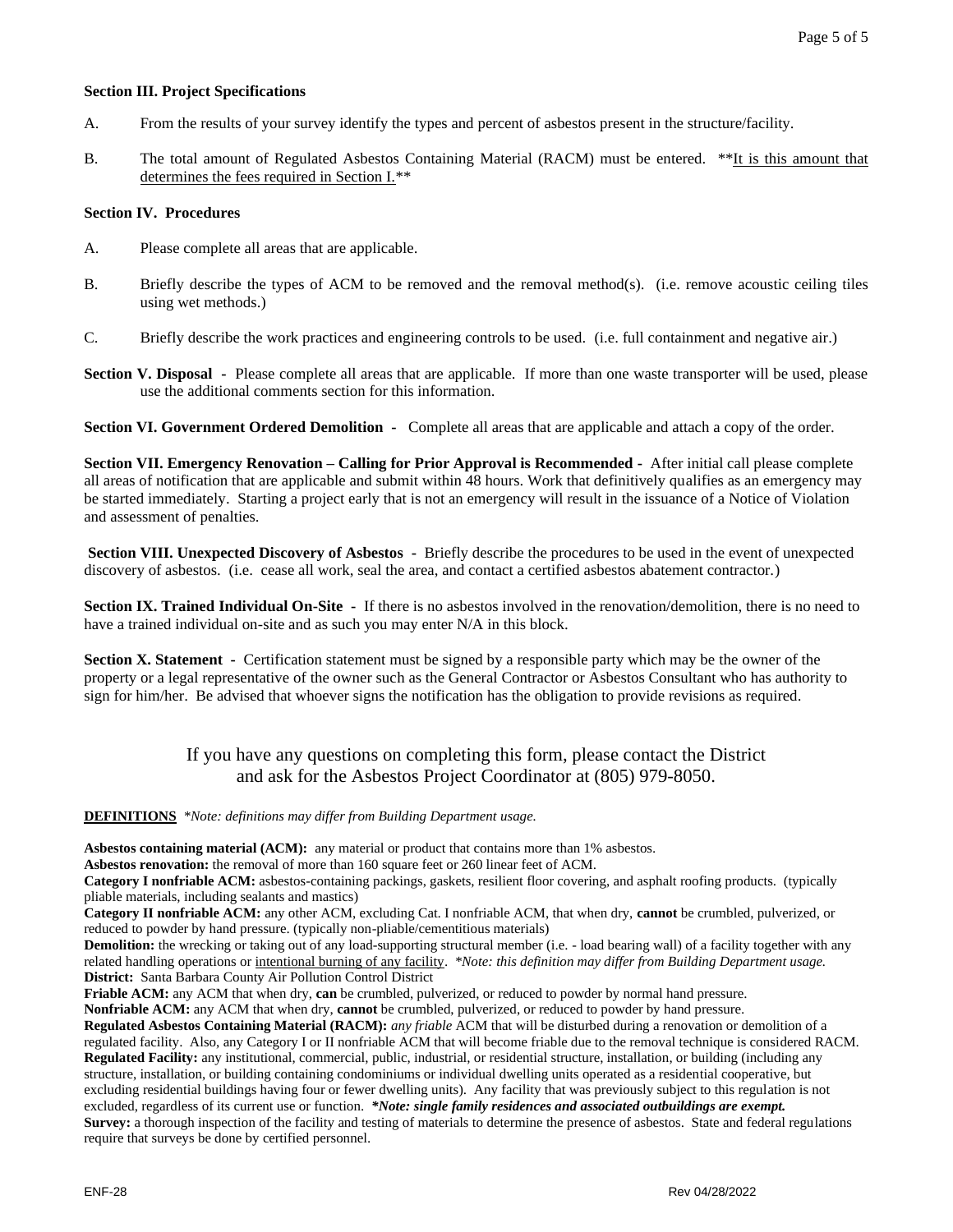**Section III. Project Specifications**

A. From the results of your survey identify the types and percent of asbestos present in the structure/facility.

B. The total amount of Regulated Asbestos Containing Material (RACM) must be entered. **It is this amount that determines the fees required in Section I.**

**Section IV. Procedures**

A. Please complete all areas that are applicable.

B. Briefly describe the types of ACM to be removed and the removal method(s). (i.e. remove acoustic ceiling tiles using wet methods.)

C. Briefly describe the work practices and engineering controls to be used. (i.e. full containment and negative air.)

**Section V. Disposal -** Please complete all areas that are applicable. If more than one waste transporter will be used, please use the additional comments section for this information.

**Section VI. Government Ordered Demolition -** Complete all areas that are applicable and attach a copy of the order.

**Section VII. Emergency Renovation – Calling for Prior Approval is Recommended -** After initial call please complete all areas of notification that are applicable and submit within 48 hours. Work that definitively qualifies as an emergency may be started immediately. Starting a project early that is not an emergency will result in the issuance of a Notice of Violation and assessment of penalties.

**Section VIII. Unexpected Discovery of Asbestos -** Briefly describe the procedures to be used in the event of unexpected discovery of asbestos. (i.e. cease all work, seal the area, and contact a certified asbestos abatement contractor.)

**Section IX. Trained Individual On-Site -** If there is no asbestos involved in the renovation/demolition, there is no need to have a trained individual on-site and as such you may enter N/A in this block.

**Section X. Statement -** Certification statement must be signed by a responsible party which may be the owner of the property or a legal representative of the owner such as the General Contractor or Asbestos Consultant who has authority to sign for him/her. Be advised that whoever signs the notification has the obligation to provide revisions as required.

If you have any questions on completing this form, please contact the District and ask for the Asbestos Project Coordinator at (805) 979-8050.

**DEFINITIONS** *\*Note: definitions may differ from Building Department usage.*

**Asbestos containing material (ACM):** any material or product that contains more than 1% asbestos.
**Asbestos renovation:** the removal of more than 160 square feet or 260 linear feet of ACM.
**Category I nonfriable ACM:** asbestos-containing packings, gaskets, resilient floor covering, and asphalt roofing products. (typically pliable materials, including sealants and mastics)
**Category II nonfriable ACM:** any other ACM, excluding Cat. I nonfriable ACM, that when dry, **cannot** be crumbled, pulverized, or reduced to powder by hand pressure. (typically non-pliable/cementitious materials)
**Demolition:** the wrecking or taking out of any load-supporting structural member (i.e. - load bearing wall) of a facility together with any related handling operations or intentional burning of any facility. *\*Note: this definition may differ from Building Department usage.*
**District:** Santa Barbara County Air Pollution Control District
**Friable ACM:** any ACM that when dry, **can** be crumbled, pulverized, or reduced to powder by normal hand pressure.
**Nonfriable ACM:** any ACM that when dry, **cannot** be crumbled, pulverized, or reduced to powder by hand pressure.
**Regulated Asbestos Containing Material (RACM):** *any friable* ACM that will be disturbed during a renovation or demolition of a regulated facility. Also, any Category I or II nonfriable ACM that will become friable due to the removal technique is considered RACM.
**Regulated Facility:** any institutional, commercial, public, industrial, or residential structure, installation, or building (including any structure, installation, or building containing condominiums or individual dwelling units operated as a residential cooperative, but excluding residential buildings having four or fewer dwelling units). Any facility that was previously subject to this regulation is not excluded, regardless of its current use or function. ***\*Note: single family residences and associated outbuildings are exempt.***
**Survey:** a thorough inspection of the facility and testing of materials to determine the presence of asbestos. State and federal regulations require that surveys be done by certified personnel.

ENF-28 Rev 04/28/2022